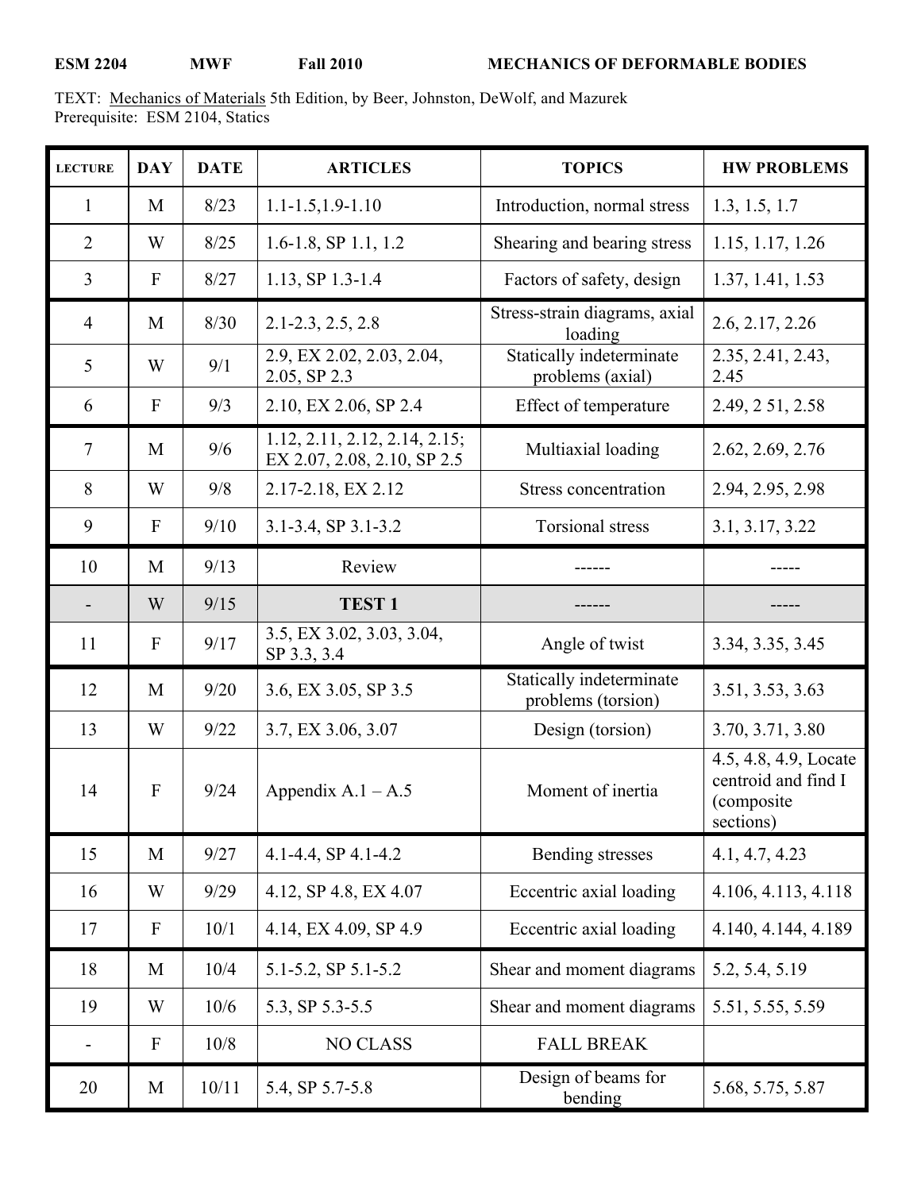**ESM 2204 MWF Fall 2010 MECHANICS OF DEFORMABLE BODIES**

TEXT: Mechanics of Materials 5th Edition, by Beer, Johnston, DeWolf, and Mazurek
Prerequisite: ESM 2104, Statics

| LECTURE | DAY | DATE | ARTICLES | TOPICS | HW PROBLEMS |
|---|---|---|---|---|---|
| 1 | M | 8/23 | 1.1-1.5,1.9-1.10 | Introduction, normal stress | 1.3, 1.5, 1.7 |
| 2 | W | 8/25 | 1.6-1.8, SP 1.1, 1.2 | Shearing and bearing stress | 1.15, 1.17, 1.26 |
| 3 | F | 8/27 | 1.13, SP 1.3-1.4 | Factors of safety, design | 1.37, 1.41, 1.53 |
| 4 | M | 8/30 | 2.1-2.3, 2.5, 2.8 | Stress-strain diagrams, axial loading | 2.6, 2.17, 2.26 |
| 5 | W | 9/1 | 2.9, EX 2.02, 2.03, 2.04, 2.05, SP 2.3 | Statically indeterminate problems (axial) | 2.35, 2.41, 2.43, 2.45 |
| 6 | F | 9/3 | 2.10, EX 2.06, SP 2.4 | Effect of temperature | 2.49, 2 51, 2.58 |
| 7 | M | 9/6 | 1.12, 2.11, 2.12, 2.14, 2.15; EX 2.07, 2.08, 2.10, SP 2.5 | Multiaxial loading | 2.62, 2.69, 2.76 |
| 8 | W | 9/8 | 2.17-2.18, EX 2.12 | Stress concentration | 2.94, 2.95, 2.98 |
| 9 | F | 9/10 | 3.1-3.4, SP 3.1-3.2 | Torsional stress | 3.1, 3.17, 3.22 |
| 10 | M | 9/13 | Review | ------ | ----- |
| - | W | 9/15 | **TEST 1** | ------ | ----- |
| 11 | F | 9/17 | 3.5, EX 3.02, 3.03, 3.04, SP 3.3, 3.4 | Angle of twist | 3.34, 3.35, 3.45 |
| 12 | M | 9/20 | 3.6, EX 3.05, SP 3.5 | Statically indeterminate problems (torsion) | 3.51, 3.53, 3.63 |
| 13 | W | 9/22 | 3.7, EX 3.06, 3.07 | Design (torsion) | 3.70, 3.71, 3.80 |
| 14 | F | 9/24 | Appendix A.1 – A.5 | Moment of inertia | 4.5, 4.8, 4.9, Locate centroid and find I (composite sections) |
| 15 | M | 9/27 | 4.1-4.4, SP 4.1-4.2 | Bending stresses | 4.1, 4.7, 4.23 |
| 16 | W | 9/29 | 4.12, SP 4.8, EX 4.07 | Eccentric axial loading | 4.106, 4.113, 4.118 |
| 17 | F | 10/1 | 4.14, EX 4.09, SP 4.9 | Eccentric axial loading | 4.140, 4.144, 4.189 |
| 18 | M | 10/4 | 5.1-5.2, SP 5.1-5.2 | Shear and moment diagrams | 5.2, 5.4, 5.19 |
| 19 | W | 10/6 | 5.3, SP 5.3-5.5 | Shear and moment diagrams | 5.51, 5.55, 5.59 |
| - | F | 10/8 | NO CLASS | FALL BREAK | |
| 20 | M | 10/11 | 5.4, SP 5.7-5.8 | Design of beams for bending | 5.68, 5.75, 5.87 |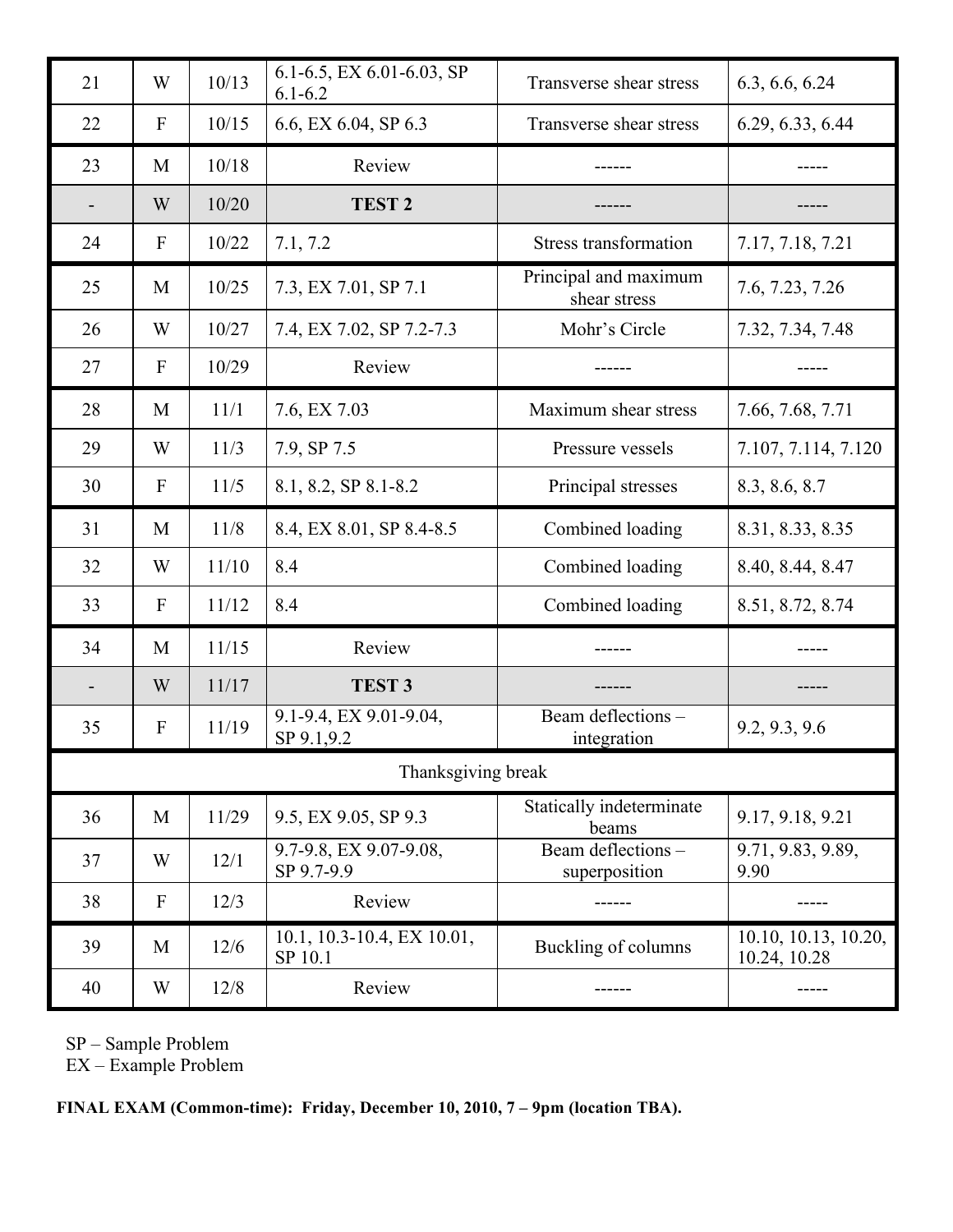| | | | | | |
|---|---|---|---|---|---|
| 21 | W | 10/13 | 6.1-6.5, EX 6.01-6.03, SP 6.1-6.2 | Transverse shear stress | 6.3, 6.6, 6.24 |
| 22 | F | 10/15 | 6.6, EX 6.04, SP 6.3 | Transverse shear stress | 6.29, 6.33, 6.44 |
| 23 | M | 10/18 | Review | ------ | ----- |
| - | W | 10/20 | **TEST 2** | ------ | ----- |
| 24 | F | 10/22 | 7.1, 7.2 | Stress transformation | 7.17, 7.18, 7.21 |
| 25 | M | 10/25 | 7.3, EX 7.01, SP 7.1 | Principal and maximum shear stress | 7.6, 7.23, 7.26 |
| 26 | W | 10/27 | 7.4, EX 7.02, SP 7.2-7.3 | Mohr's Circle | 7.32, 7.34, 7.48 |
| 27 | F | 10/29 | Review | ------ | ----- |
| 28 | M | 11/1 | 7.6, EX 7.03 | Maximum shear stress | 7.66, 7.68, 7.71 |
| 29 | W | 11/3 | 7.9, SP 7.5 | Pressure vessels | 7.107, 7.114, 7.120 |
| 30 | F | 11/5 | 8.1, 8.2, SP 8.1-8.2 | Principal stresses | 8.3, 8.6, 8.7 |
| 31 | M | 11/8 | 8.4, EX 8.01, SP 8.4-8.5 | Combined loading | 8.31, 8.33, 8.35 |
| 32 | W | 11/10 | 8.4 | Combined loading | 8.40, 8.44, 8.47 |
| 33 | F | 11/12 | 8.4 | Combined loading | 8.51, 8.72, 8.74 |
| 34 | M | 11/15 | Review | ------ | ----- |
| - | W | 11/17 | **TEST 3** | ------ | ----- |
| 35 | F | 11/19 | 9.1-9.4, EX 9.01-9.04, SP 9.1,9.2 | Beam deflections – integration | 9.2, 9.3, 9.6 |
| Thanksgiving break | | | | | |
| 36 | M | 11/29 | 9.5, EX 9.05, SP 9.3 | Statically indeterminate beams | 9.17, 9.18, 9.21 |
| 37 | W | 12/1 | 9.7-9.8, EX 9.07-9.08, SP 9.7-9.9 | Beam deflections – superposition | 9.71, 9.83, 9.89, 9.90 |
| 38 | F | 12/3 | Review | ------ | ----- |
| 39 | M | 12/6 | 10.1, 10.3-10.4, EX 10.01, SP 10.1 | Buckling of columns | 10.10, 10.13, 10.20, 10.24, 10.28 |
| 40 | W | 12/8 | Review | ------ | ----- |

SP – Sample Problem
EX – Example Problem

**FINAL EXAM (Common-time): Friday, December 10, 2010, 7 – 9pm (location TBA).**